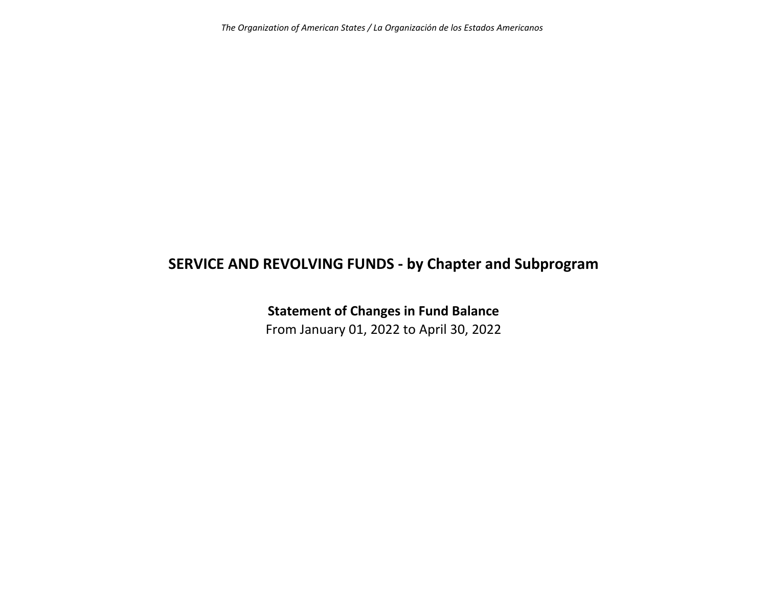# SERVICE AND REVOLVING FUNDS - by Chapter and Subprogram

**Statement of Changes in Fund Balance**

From January 01, 2022 to April 30, 2022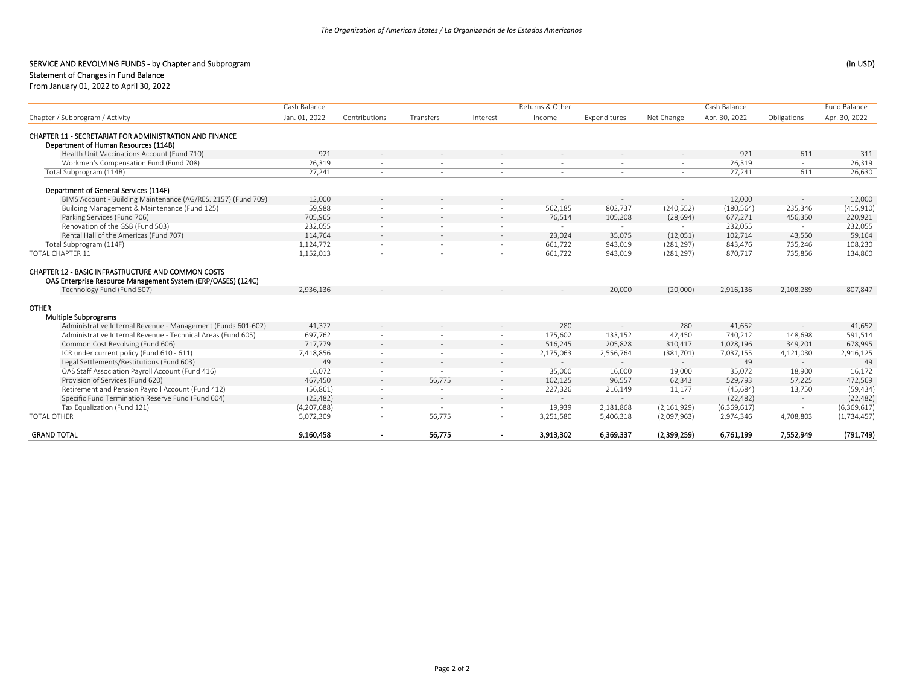## SERVICE AND REVOLVING FUNDS - by Chapter and Subprogram

(in USD)

### Statement of Changes in Fund Balance

From January 01, 2022 to April 30, 2022

| Chapter / Subprogram / Activity | Cash Balance Jan. 01, 2022 | Contributions | Transfers | Interest | Returns & Other Income | Expenditures | Net Change | Cash Balance Apr. 30, 2022 | Obligations | Fund Balance Apr. 30, 2022 |
|---|---|---|---|---|---|---|---|---|---|---|
| **CHAPTER 11 - SECRETARIAT FOR ADMINISTRATION AND FINANCE** | | | | | | | | | | |
| **Department of Human Resources (114B)** | | | | | | | | | | |
| Health Unit Vaccinations Account (Fund 710) | 921 | - | - | - | - | - | - | 921 | 611 | 311 |
| Workmen's Compensation Fund (Fund 708) | 26,319 | - | - | - | - | - | - | 26,319 | - | 26,319 |
| Total Subprogram (114B) | 27,241 | - | - | - | - | - | - | 27,241 | 611 | 26,630 |
| **Department of General Services (114F)** | | | | | | | | | | |
| BIMS Account - Building Maintenance (AG/RES. 2157) (Fund 709) | 12,000 | - | - | - | - | - | - | 12,000 | - | 12,000 |
| Building Management & Maintenance (Fund 125) | 59,988 | - | - | - | 562,185 | 802,737 | (240,552) | (180,564) | 235,346 | (415,910) |
| Parking Services (Fund 706) | 705,965 | - | - | - | 76,514 | 105,208 | (28,694) | 677,271 | 456,350 | 220,921 |
| Renovation of the GSB (Fund 503) | 232,055 | - | - | - | - | - | - | 232,055 | - | 232,055 |
| Rental Hall of the Americas (Fund 707) | 114,764 | - | - | - | 23,024 | 35,075 | (12,051) | 102,714 | 43,550 | 59,164 |
| Total Subprogram (114F) | 1,124,772 | - | - | - | 661,722 | 943,019 | (281,297) | 843,476 | 735,246 | 108,230 |
| TOTAL CHAPTER 11 | 1,152,013 | - | - | - | 661,722 | 943,019 | (281,297) | 870,717 | 735,856 | 134,860 |
| **CHAPTER 12 - BASIC INFRASTRUCTURE AND COMMON COSTS** | | | | | | | | | | |
| **OAS Enterprise Resource Management System (ERP/OASES) (124C)** | | | | | | | | | | |
| Technology Fund (Fund 507) | 2,936,136 | - | - | - | - | 20,000 | (20,000) | 2,916,136 | 2,108,289 | 807,847 |
| **OTHER** | | | | | | | | | | |
| **Multiple Subprograms** | | | | | | | | | | |
| Administrative Internal Revenue - Management (Funds 601-602) | 41,372 | - | - | - | 280 | - | 280 | 41,652 | - | 41,652 |
| Administrative Internal Revenue - Technical Areas (Fund 605) | 697,762 | - | - | - | 175,602 | 133,152 | 42,450 | 740,212 | 148,698 | 591,514 |
| Common Cost Revolving (Fund 606) | 717,779 | - | - | - | 516,245 | 205,828 | 310,417 | 1,028,196 | 349,201 | 678,995 |
| ICR under current policy (Fund 610 - 611) | 7,418,856 | - | - | - | 2,175,063 | 2,556,764 | (381,701) | 7,037,155 | 4,121,030 | 2,916,125 |
| Legal Settlements/Restitutions (Fund 603) | 49 | - | - | - | - | - | - | 49 | - | 49 |
| OAS Staff Association Payroll Account (Fund 416) | 16,072 | - | - | - | 35,000 | 16,000 | 19,000 | 35,072 | 18,900 | 16,172 |
| Provision of Services (Fund 620) | 467,450 | - | 56,775 | - | 102,125 | 96,557 | 62,343 | 529,793 | 57,225 | 472,569 |
| Retirement and Pension Payroll Account (Fund 412) | (56,861) | - | - | - | 227,326 | 216,149 | 11,177 | (45,684) | 13,750 | (59,434) |
| Specific Fund Termination Reserve Fund (Fund 604) | (22,482) | - | - | - | - | - | - | (22,482) | - | (22,482) |
| Tax Equalization (Fund 121) | (4,207,688) | - | - | - | 19,939 | 2,181,868 | (2,161,929) | (6,369,617) | - | (6,369,617) |
| TOTAL OTHER | 5,072,309 | - | 56,775 | - | 3,251,580 | 5,406,318 | (2,097,963) | 2,974,346 | 4,708,803 | (1,734,457) |
| **GRAND TOTAL** | **9,160,458** | **-** | **56,775** | **-** | **3,913,302** | **6,369,337** | **(2,399,259)** | **6,761,199** | **7,552,949** | **(791,749)** |